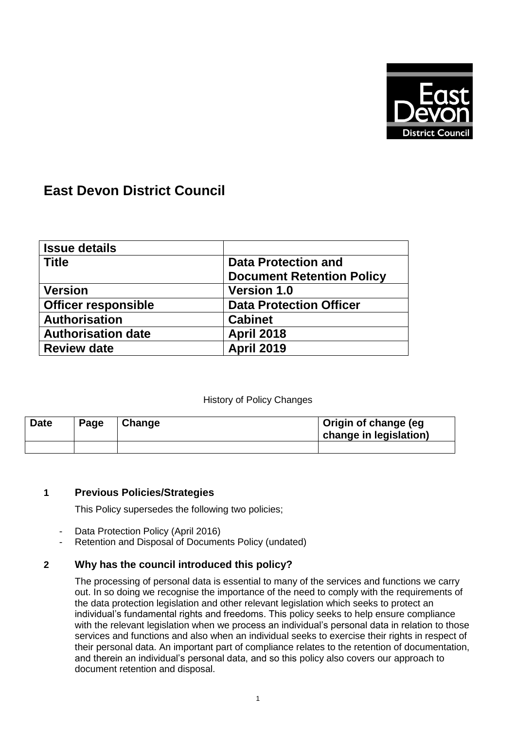# East Devon District Council

| Issue details | |
|---|---|
| **Title** | **Data Protection and Document Retention Policy** |
| **Version** | **Version 1.0** |
| **Officer responsible** | **Data Protection Officer** |
| **Authorisation** | **Cabinet** |
| **Authorisation date** | **April 2018** |
| **Review date** | **April 2019** |

History of Policy Changes

| Date | Page | Change | Origin of change (eg change in legislation) |
|---|---|---|---|
| | | | |

## 1 Previous Policies/Strategies

This Policy supersedes the following two policies;

- Data Protection Policy (April 2016)
- Retention and Disposal of Documents Policy (undated)

## 2 Why has the council introduced this policy?

The processing of personal data is essential to many of the services and functions we carry out. In so doing we recognise the importance of the need to comply with the requirements of the data protection legislation and other relevant legislation which seeks to protect an individual's fundamental rights and freedoms. This policy seeks to help ensure compliance with the relevant legislation when we process an individual's personal data in relation to those services and functions and also when an individual seeks to exercise their rights in respect of their personal data. An important part of compliance relates to the retention of documentation, and therein an individual's personal data, and so this policy also covers our approach to document retention and disposal.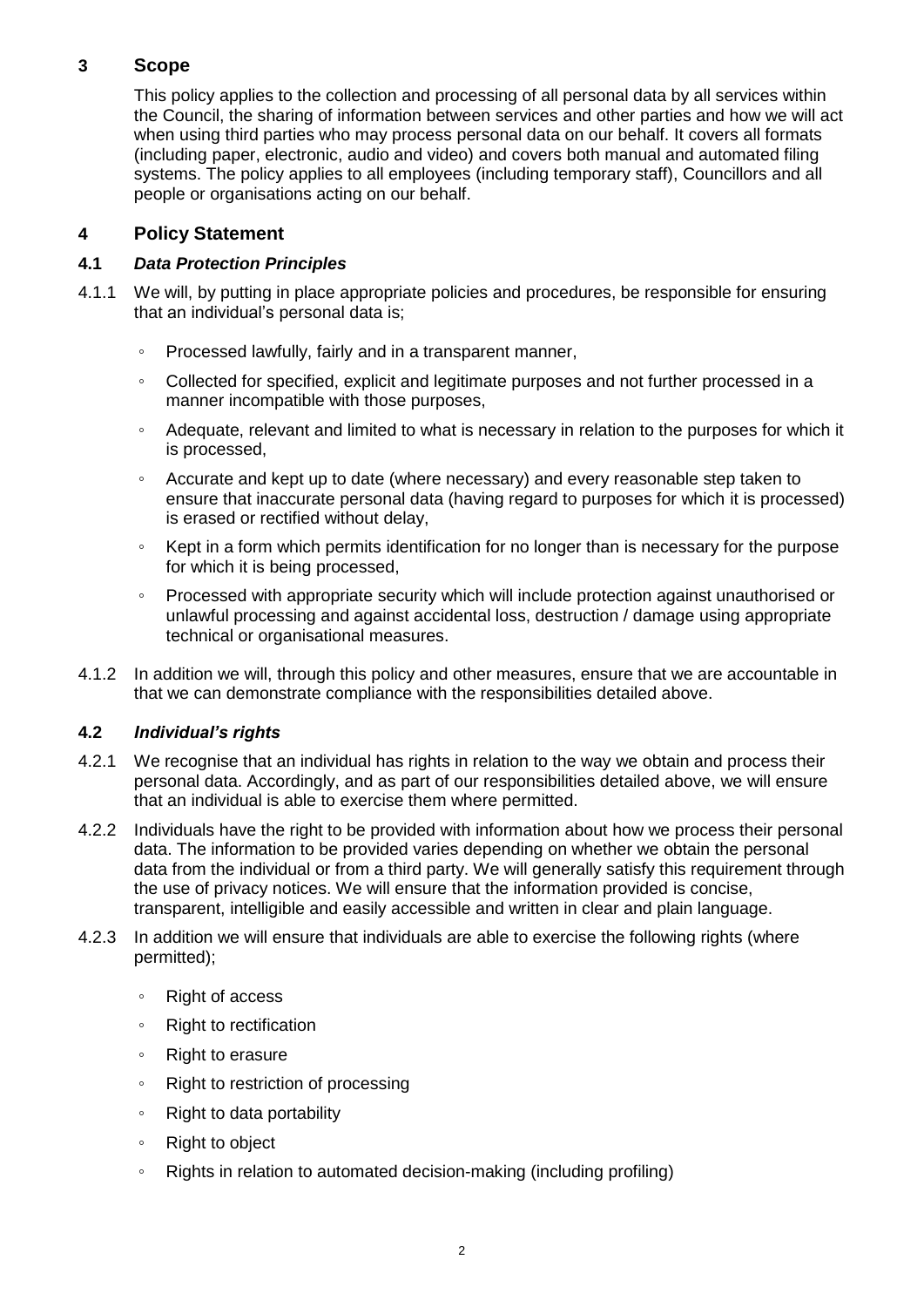## 3 Scope

This policy applies to the collection and processing of all personal data by all services within the Council, the sharing of information between services and other parties and how we will act when using third parties who may process personal data on our behalf. It covers all formats (including paper, electronic, audio and video) and covers both manual and automated filing systems. The policy applies to all employees (including temporary staff), Councillors and all people or organisations acting on our behalf.

## 4 Policy Statement

### 4.1 *Data Protection Principles*

4.1.1 We will, by putting in place appropriate policies and procedures, be responsible for ensuring that an individual's personal data is;

- Processed lawfully, fairly and in a transparent manner,
- Collected for specified, explicit and legitimate purposes and not further processed in a manner incompatible with those purposes,
- Adequate, relevant and limited to what is necessary in relation to the purposes for which it is processed,
- Accurate and kept up to date (where necessary) and every reasonable step taken to ensure that inaccurate personal data (having regard to purposes for which it is processed) is erased or rectified without delay,
- Kept in a form which permits identification for no longer than is necessary for the purpose for which it is being processed,
- Processed with appropriate security which will include protection against unauthorised or unlawful processing and against accidental loss, destruction / damage using appropriate technical or organisational measures.

4.1.2 In addition we will, through this policy and other measures, ensure that we are accountable in that we can demonstrate compliance with the responsibilities detailed above.

### 4.2 *Individual's rights*

4.2.1 We recognise that an individual has rights in relation to the way we obtain and process their personal data. Accordingly, and as part of our responsibilities detailed above, we will ensure that an individual is able to exercise them where permitted.

4.2.2 Individuals have the right to be provided with information about how we process their personal data. The information to be provided varies depending on whether we obtain the personal data from the individual or from a third party. We will generally satisfy this requirement through the use of privacy notices. We will ensure that the information provided is concise, transparent, intelligible and easily accessible and written in clear and plain language.

4.2.3 In addition we will ensure that individuals are able to exercise the following rights (where permitted);

- Right of access
- Right to rectification
- Right to erasure
- Right to restriction of processing
- Right to data portability
- Right to object
- Rights in relation to automated decision-making (including profiling)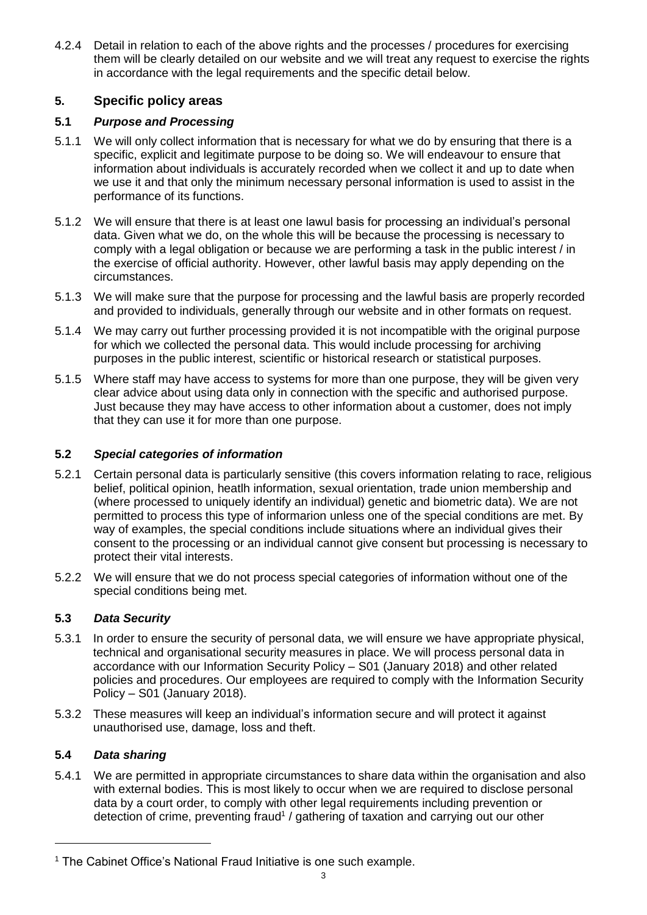4.2.4 Detail in relation to each of the above rights and the processes / procedures for exercising them will be clearly detailed on our website and we will treat any request to exercise the rights in accordance with the legal requirements and the specific detail below.

## 5. Specific policy areas

### 5.1 *Purpose and Processing*

5.1.1 We will only collect information that is necessary for what we do by ensuring that there is a specific, explicit and legitimate purpose to be doing so. We will endeavour to ensure that information about individuals is accurately recorded when we collect it and up to date when we use it and that only the minimum necessary personal information is used to assist in the performance of its functions.

5.1.2 We will ensure that there is at least one lawul basis for processing an individual's personal data. Given what we do, on the whole this will be because the processing is necessary to comply with a legal obligation or because we are performing a task in the public interest / in the exercise of official authority. However, other lawful basis may apply depending on the circumstances.

5.1.3 We will make sure that the purpose for processing and the lawful basis are properly recorded and provided to individuals, generally through our website and in other formats on request.

5.1.4 We may carry out further processing provided it is not incompatible with the original purpose for which we collected the personal data. This would include processing for archiving purposes in the public interest, scientific or historical research or statistical purposes.

5.1.5 Where staff may have access to systems for more than one purpose, they will be given very clear advice about using data only in connection with the specific and authorised purpose. Just because they may have access to other information about a customer, does not imply that they can use it for more than one purpose.

### 5.2 *Special categories of information*

5.2.1 Certain personal data is particularly sensitive (this covers information relating to race, religious belief, political opinion, heatlh information, sexual orientation, trade union membership and (where processed to uniquely identify an individual) genetic and biometric data). We are not permitted to process this type of informarion unless one of the special conditions are met. By way of examples, the special conditions include situations where an individual gives their consent to the processing or an individual cannot give consent but processing is necessary to protect their vital interests.

5.2.2 We will ensure that we do not process special categories of information without one of the special conditions being met.

### 5.3 *Data Security*

5.3.1 In order to ensure the security of personal data, we will ensure we have appropriate physical, technical and organisational security measures in place. We will process personal data in accordance with our Information Security Policy – S01 (January 2018) and other related policies and procedures. Our employees are required to comply with the Information Security Policy – S01 (January 2018).

5.3.2 These measures will keep an individual's information secure and will protect it against unauthorised use, damage, loss and theft.

### 5.4 *Data sharing*

5.4.1 We are permitted in appropriate circumstances to share data within the organisation and also with external bodies. This is most likely to occur when we are required to disclose personal data by a court order, to comply with other legal requirements including prevention or detection of crime, preventing fraud[1] / gathering of taxation and carrying out our other

[1] The Cabinet Office's National Fraud Initiative is one such example.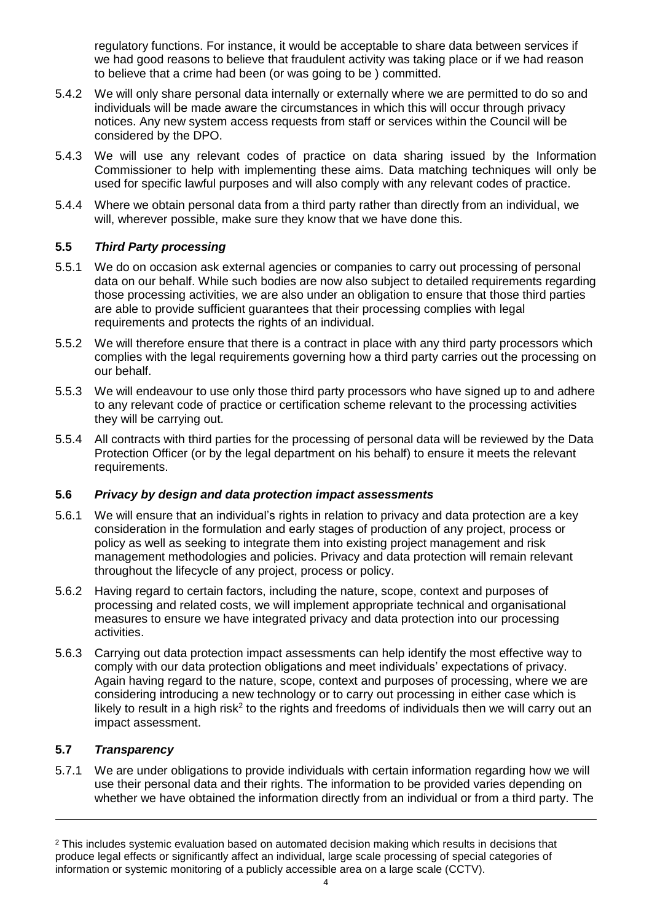regulatory functions. For instance, it would be acceptable to share data between services if we had good reasons to believe that fraudulent activity was taking place or if we had reason to believe that a crime had been (or was going to be ) committed.

5.4.2 We will only share personal data internally or externally where we are permitted to do so and individuals will be made aware the circumstances in which this will occur through privacy notices. Any new system access requests from staff or services within the Council will be considered by the DPO.

5.4.3 We will use any relevant codes of practice on data sharing issued by the Information Commissioner to help with implementing these aims. Data matching techniques will only be used for specific lawful purposes and will also comply with any relevant codes of practice.

5.4.4 Where we obtain personal data from a third party rather than directly from an individual, we will, wherever possible, make sure they know that we have done this.

### 5.5 *Third Party processing*

5.5.1 We do on occasion ask external agencies or companies to carry out processing of personal data on our behalf. While such bodies are now also subject to detailed requirements regarding those processing activities, we are also under an obligation to ensure that those third parties are able to provide sufficient guarantees that their processing complies with legal requirements and protects the rights of an individual.

5.5.2 We will therefore ensure that there is a contract in place with any third party processors which complies with the legal requirements governing how a third party carries out the processing on our behalf.

5.5.3 We will endeavour to use only those third party processors who have signed up to and adhere to any relevant code of practice or certification scheme relevant to the processing activities they will be carrying out.

5.5.4 All contracts with third parties for the processing of personal data will be reviewed by the Data Protection Officer (or by the legal department on his behalf) to ensure it meets the relevant requirements.

### 5.6 *Privacy by design and data protection impact assessments*

5.6.1 We will ensure that an individual's rights in relation to privacy and data protection are a key consideration in the formulation and early stages of production of any project, process or policy as well as seeking to integrate them into existing project management and risk management methodologies and policies. Privacy and data protection will remain relevant throughout the lifecycle of any project, process or policy.

5.6.2 Having regard to certain factors, including the nature, scope, context and purposes of processing and related costs, we will implement appropriate technical and organisational measures to ensure we have integrated privacy and data protection into our processing activities.

5.6.3 Carrying out data protection impact assessments can help identify the most effective way to comply with our data protection obligations and meet individuals' expectations of privacy. Again having regard to the nature, scope, context and purposes of processing, where we are considering introducing a new technology or to carry out processing in either case which is likely to result in a high risk[2] to the rights and freedoms of individuals then we will carry out an impact assessment.

### 5.7 *Transparency*

5.7.1 We are under obligations to provide individuals with certain information regarding how we will use their personal data and their rights. The information to be provided varies depending on whether we have obtained the information directly from an individual or from a third party. The

[2] This includes systemic evaluation based on automated decision making which results in decisions that produce legal effects or significantly affect an individual, large scale processing of special categories of information or systemic monitoring of a publicly accessible area on a large scale (CCTV).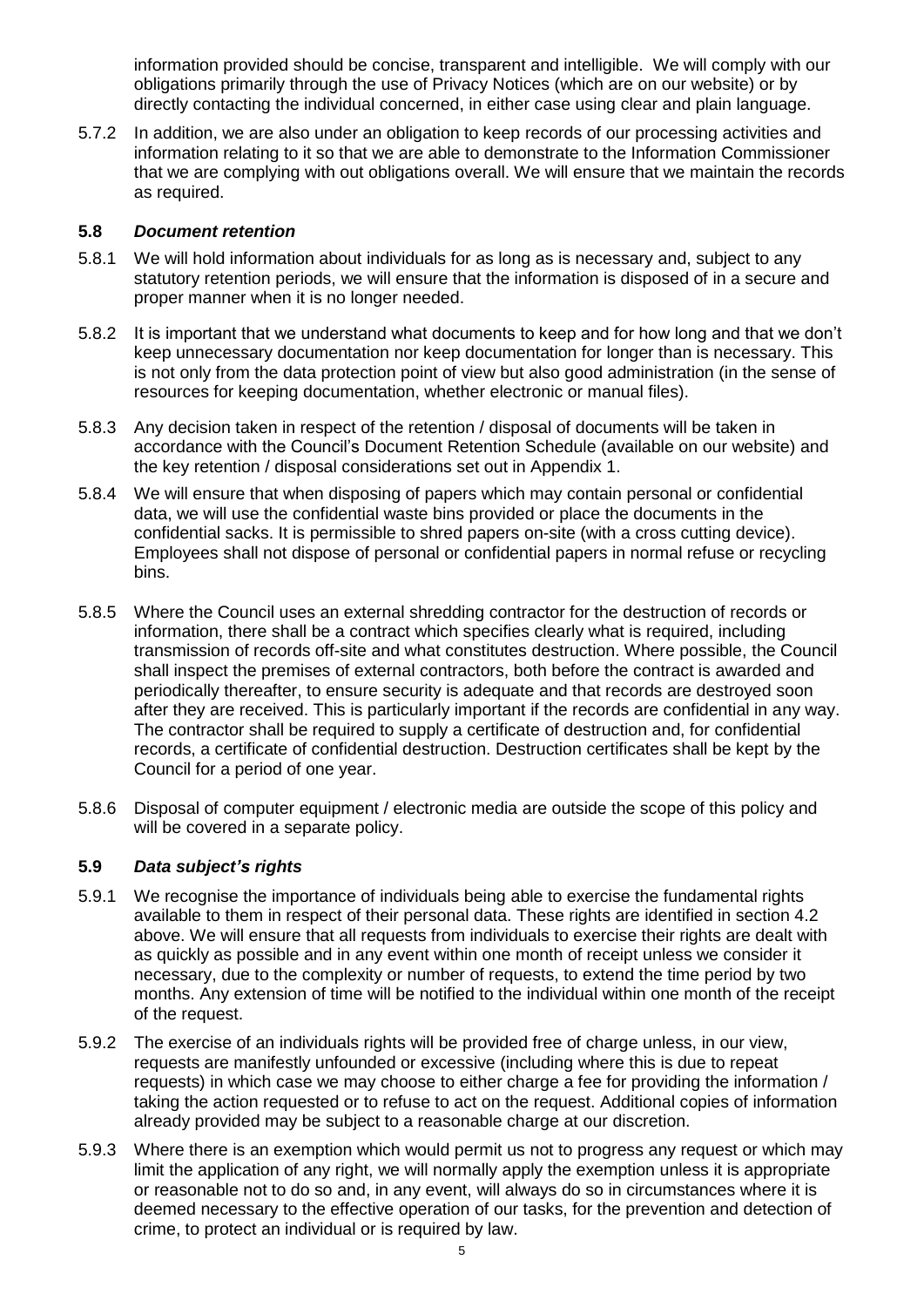information provided should be concise, transparent and intelligible. We will comply with our obligations primarily through the use of Privacy Notices (which are on our website) or by directly contacting the individual concerned, in either case using clear and plain language.

5.7.2 In addition, we are also under an obligation to keep records of our processing activities and information relating to it so that we are able to demonstrate to the Information Commissioner that we are complying with out obligations overall. We will ensure that we maintain the records as required.

### 5.8 *Document retention*

5.8.1 We will hold information about individuals for as long as is necessary and, subject to any statutory retention periods, we will ensure that the information is disposed of in a secure and proper manner when it is no longer needed.

5.8.2 It is important that we understand what documents to keep and for how long and that we don't keep unnecessary documentation nor keep documentation for longer than is necessary. This is not only from the data protection point of view but also good administration (in the sense of resources for keeping documentation, whether electronic or manual files).

5.8.3 Any decision taken in respect of the retention / disposal of documents will be taken in accordance with the Council's Document Retention Schedule (available on our website) and the key retention / disposal considerations set out in Appendix 1.

5.8.4 We will ensure that when disposing of papers which may contain personal or confidential data, we will use the confidential waste bins provided or place the documents in the confidential sacks. It is permissible to shred papers on-site (with a cross cutting device). Employees shall not dispose of personal or confidential papers in normal refuse or recycling bins.

5.8.5 Where the Council uses an external shredding contractor for the destruction of records or information, there shall be a contract which specifies clearly what is required, including transmission of records off-site and what constitutes destruction. Where possible, the Council shall inspect the premises of external contractors, both before the contract is awarded and periodically thereafter, to ensure security is adequate and that records are destroyed soon after they are received. This is particularly important if the records are confidential in any way. The contractor shall be required to supply a certificate of destruction and, for confidential records, a certificate of confidential destruction. Destruction certificates shall be kept by the Council for a period of one year.

5.8.6 Disposal of computer equipment / electronic media are outside the scope of this policy and will be covered in a separate policy.

### 5.9 *Data subject's rights*

5.9.1 We recognise the importance of individuals being able to exercise the fundamental rights available to them in respect of their personal data. These rights are identified in section 4.2 above. We will ensure that all requests from individuals to exercise their rights are dealt with as quickly as possible and in any event within one month of receipt unless we consider it necessary, due to the complexity or number of requests, to extend the time period by two months. Any extension of time will be notified to the individual within one month of the receipt of the request.

5.9.2 The exercise of an individuals rights will be provided free of charge unless, in our view, requests are manifestly unfounded or excessive (including where this is due to repeat requests) in which case we may choose to either charge a fee for providing the information / taking the action requested or to refuse to act on the request. Additional copies of information already provided may be subject to a reasonable charge at our discretion.

5.9.3 Where there is an exemption which would permit us not to progress any request or which may limit the application of any right, we will normally apply the exemption unless it is appropriate or reasonable not to do so and, in any event, will always do so in circumstances where it is deemed necessary to the effective operation of our tasks, for the prevention and detection of crime, to protect an individual or is required by law.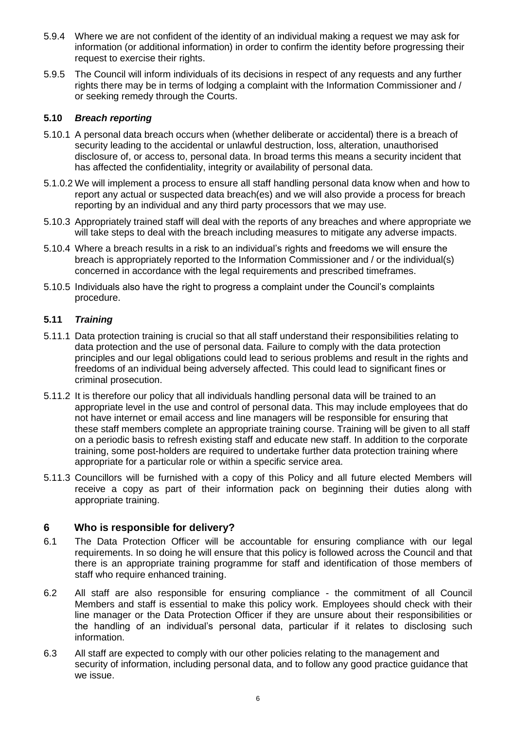5.9.4 Where we are not confident of the identity of an individual making a request we may ask for information (or additional information) in order to confirm the identity before progressing their request to exercise their rights.

5.9.5 The Council will inform individuals of its decisions in respect of any requests and any further rights there may be in terms of lodging a complaint with the Information Commissioner and / or seeking remedy through the Courts.

### 5.10 *Breach reporting*

5.10.1 A personal data breach occurs when (whether deliberate or accidental) there is a breach of security leading to the accidental or unlawful destruction, loss, alteration, unauthorised disclosure of, or access to, personal data. In broad terms this means a security incident that has affected the confidentiality, integrity or availability of personal data.

5.1.0.2 We will implement a process to ensure all staff handling personal data know when and how to report any actual or suspected data breach(es) and we will also provide a process for breach reporting by an individual and any third party processors that we may use.

5.10.3 Appropriately trained staff will deal with the reports of any breaches and where appropriate we will take steps to deal with the breach including measures to mitigate any adverse impacts.

5.10.4 Where a breach results in a risk to an individual's rights and freedoms we will ensure the breach is appropriately reported to the Information Commissioner and / or the individual(s) concerned in accordance with the legal requirements and prescribed timeframes.

5.10.5 Individuals also have the right to progress a complaint under the Council's complaints procedure.

### 5.11 *Training*

5.11.1 Data protection training is crucial so that all staff understand their responsibilities relating to data protection and the use of personal data. Failure to comply with the data protection principles and our legal obligations could lead to serious problems and result in the rights and freedoms of an individual being adversely affected. This could lead to significant fines or criminal prosecution.

5.11.2 It is therefore our policy that all individuals handling personal data will be trained to an appropriate level in the use and control of personal data. This may include employees that do not have internet or email access and line managers will be responsible for ensuring that these staff members complete an appropriate training course. Training will be given to all staff on a periodic basis to refresh existing staff and educate new staff. In addition to the corporate training, some post-holders are required to undertake further data protection training where appropriate for a particular role or within a specific service area.

5.11.3 Councillors will be furnished with a copy of this Policy and all future elected Members will receive a copy as part of their information pack on beginning their duties along with appropriate training.

## 6 Who is responsible for delivery?

6.1 The Data Protection Officer will be accountable for ensuring compliance with our legal requirements. In so doing he will ensure that this policy is followed across the Council and that there is an appropriate training programme for staff and identification of those members of staff who require enhanced training.

6.2 All staff are also responsible for ensuring compliance - the commitment of all Council Members and staff is essential to make this policy work. Employees should check with their line manager or the Data Protection Officer if they are unsure about their responsibilities or the handling of an individual's personal data, particular if it relates to disclosing such information.

6.3 All staff are expected to comply with our other policies relating to the management and security of information, including personal data, and to follow any good practice guidance that we issue.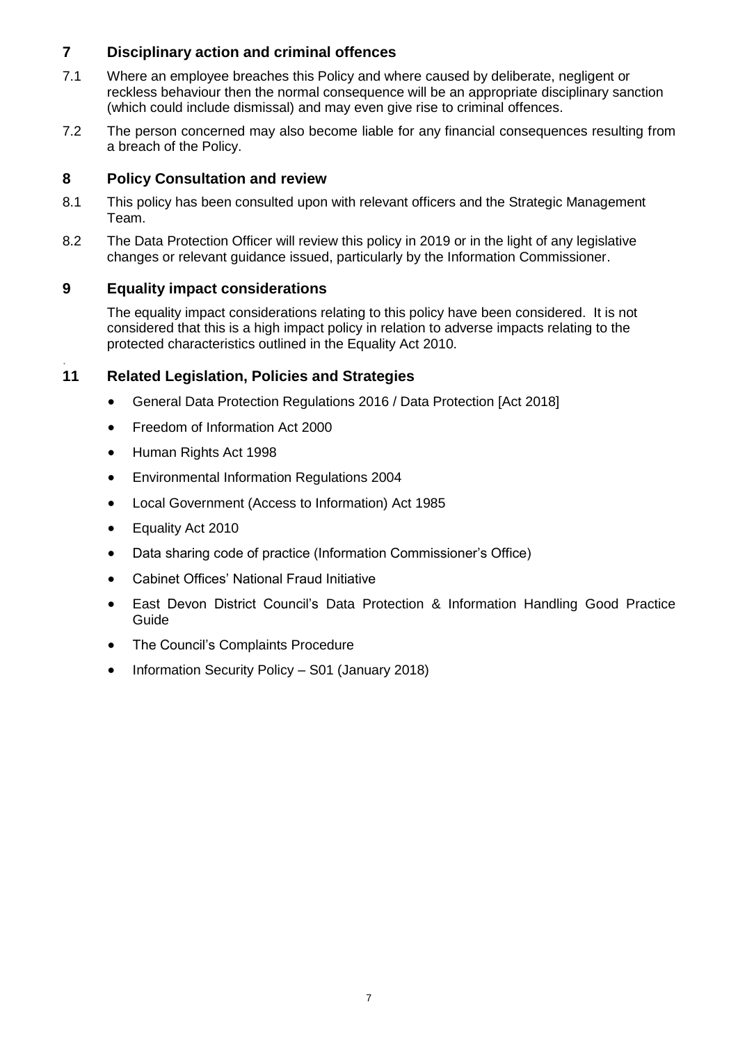## 7 Disciplinary action and criminal offences

7.1 Where an employee breaches this Policy and where caused by deliberate, negligent or reckless behaviour then the normal consequence will be an appropriate disciplinary sanction (which could include dismissal) and may even give rise to criminal offences.

7.2 The person concerned may also become liable for any financial consequences resulting from a breach of the Policy.

## 8 Policy Consultation and review

8.1 This policy has been consulted upon with relevant officers and the Strategic Management Team.

8.2 The Data Protection Officer will review this policy in 2019 or in the light of any legislative changes or relevant guidance issued, particularly by the Information Commissioner.

## 9 Equality impact considerations

The equality impact considerations relating to this policy have been considered. It is not considered that this is a high impact policy in relation to adverse impacts relating to the protected characteristics outlined in the Equality Act 2010.

## 11 Related Legislation, Policies and Strategies

- General Data Protection Regulations 2016 / Data Protection [Act 2018]
- Freedom of Information Act 2000
- Human Rights Act 1998
- Environmental Information Regulations 2004
- Local Government (Access to Information) Act 1985
- Equality Act 2010
- Data sharing code of practice (Information Commissioner's Office)
- Cabinet Offices' National Fraud Initiative
- East Devon District Council's Data Protection & Information Handling Good Practice Guide
- The Council's Complaints Procedure
- Information Security Policy – S01 (January 2018)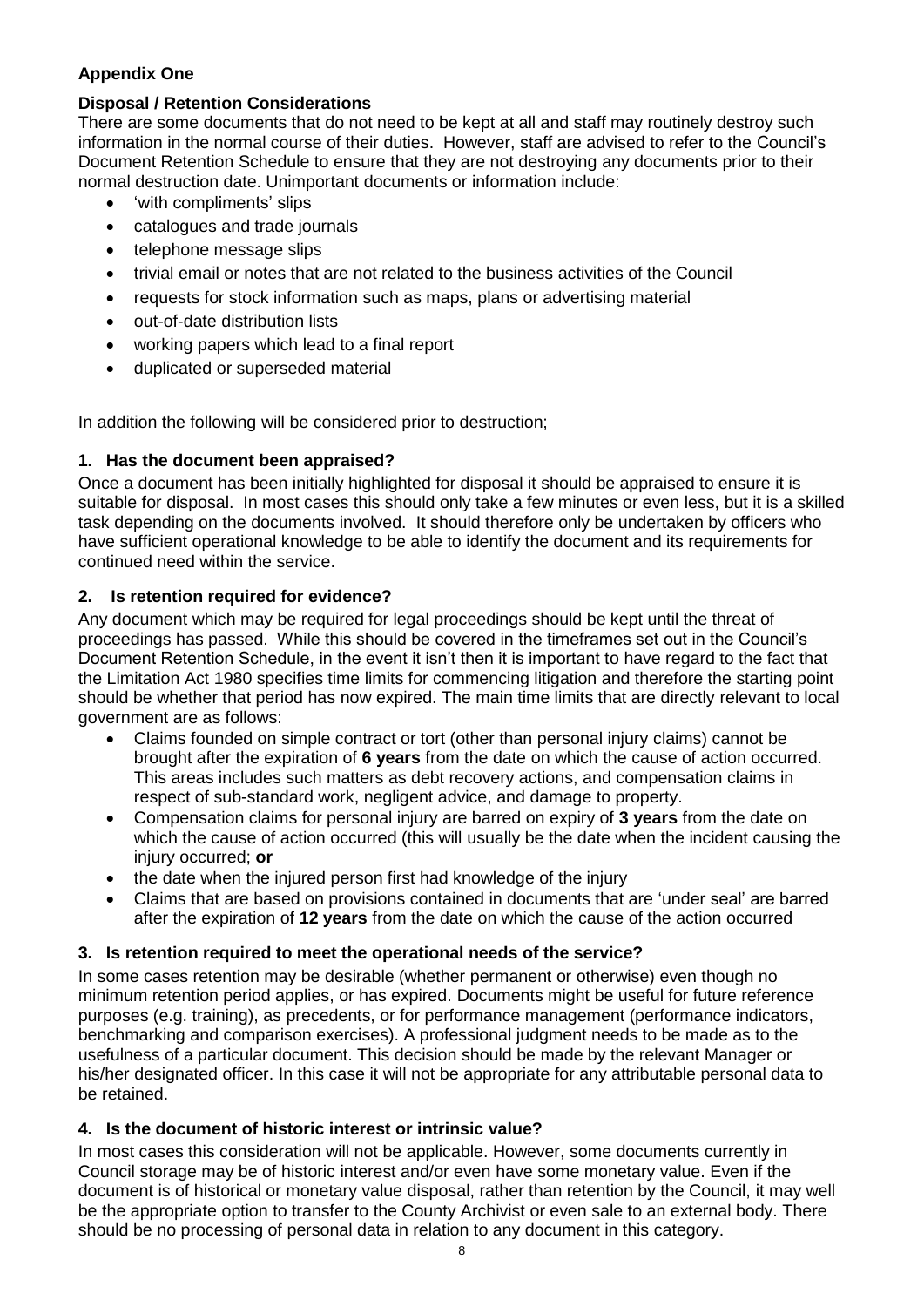**Appendix One**

**Disposal / Retention Considerations**

There are some documents that do not need to be kept at all and staff may routinely destroy such information in the normal course of their duties. However, staff are advised to refer to the Council's Document Retention Schedule to ensure that they are not destroying any documents prior to their normal destruction date. Unimportant documents or information include:

- 'with compliments' slips
- catalogues and trade journals
- telephone message slips
- trivial email or notes that are not related to the business activities of the Council
- requests for stock information such as maps, plans or advertising material
- out-of-date distribution lists
- working papers which lead to a final report
- duplicated or superseded material

In addition the following will be considered prior to destruction;

**1. Has the document been appraised?**

Once a document has been initially highlighted for disposal it should be appraised to ensure it is suitable for disposal. In most cases this should only take a few minutes or even less, but it is a skilled task depending on the documents involved. It should therefore only be undertaken by officers who have sufficient operational knowledge to be able to identify the document and its requirements for continued need within the service.

**2. Is retention required for evidence?**

Any document which may be required for legal proceedings should be kept until the threat of proceedings has passed. While this should be covered in the timeframes set out in the Council's Document Retention Schedule, in the event it isn't then it is important to have regard to the fact that the Limitation Act 1980 specifies time limits for commencing litigation and therefore the starting point should be whether that period has now expired. The main time limits that are directly relevant to local government are as follows:

- Claims founded on simple contract or tort (other than personal injury claims) cannot be brought after the expiration of **6 years** from the date on which the cause of action occurred. This areas includes such matters as debt recovery actions, and compensation claims in respect of sub-standard work, negligent advice, and damage to property.
- Compensation claims for personal injury are barred on expiry of **3 years** from the date on which the cause of action occurred (this will usually be the date when the incident causing the injury occurred; **or**
- the date when the injured person first had knowledge of the injury
- Claims that are based on provisions contained in documents that are 'under seal' are barred after the expiration of **12 years** from the date on which the cause of the action occurred

**3. Is retention required to meet the operational needs of the service?**

In some cases retention may be desirable (whether permanent or otherwise) even though no minimum retention period applies, or has expired. Documents might be useful for future reference purposes (e.g. training), as precedents, or for performance management (performance indicators, benchmarking and comparison exercises). A professional judgment needs to be made as to the usefulness of a particular document. This decision should be made by the relevant Manager or his/her designated officer. In this case it will not be appropriate for any attributable personal data to be retained.

**4. Is the document of historic interest or intrinsic value?**

In most cases this consideration will not be applicable. However, some documents currently in Council storage may be of historic interest and/or even have some monetary value. Even if the document is of historical or monetary value disposal, rather than retention by the Council, it may well be the appropriate option to transfer to the County Archivist or even sale to an external body. There should be no processing of personal data in relation to any document in this category.